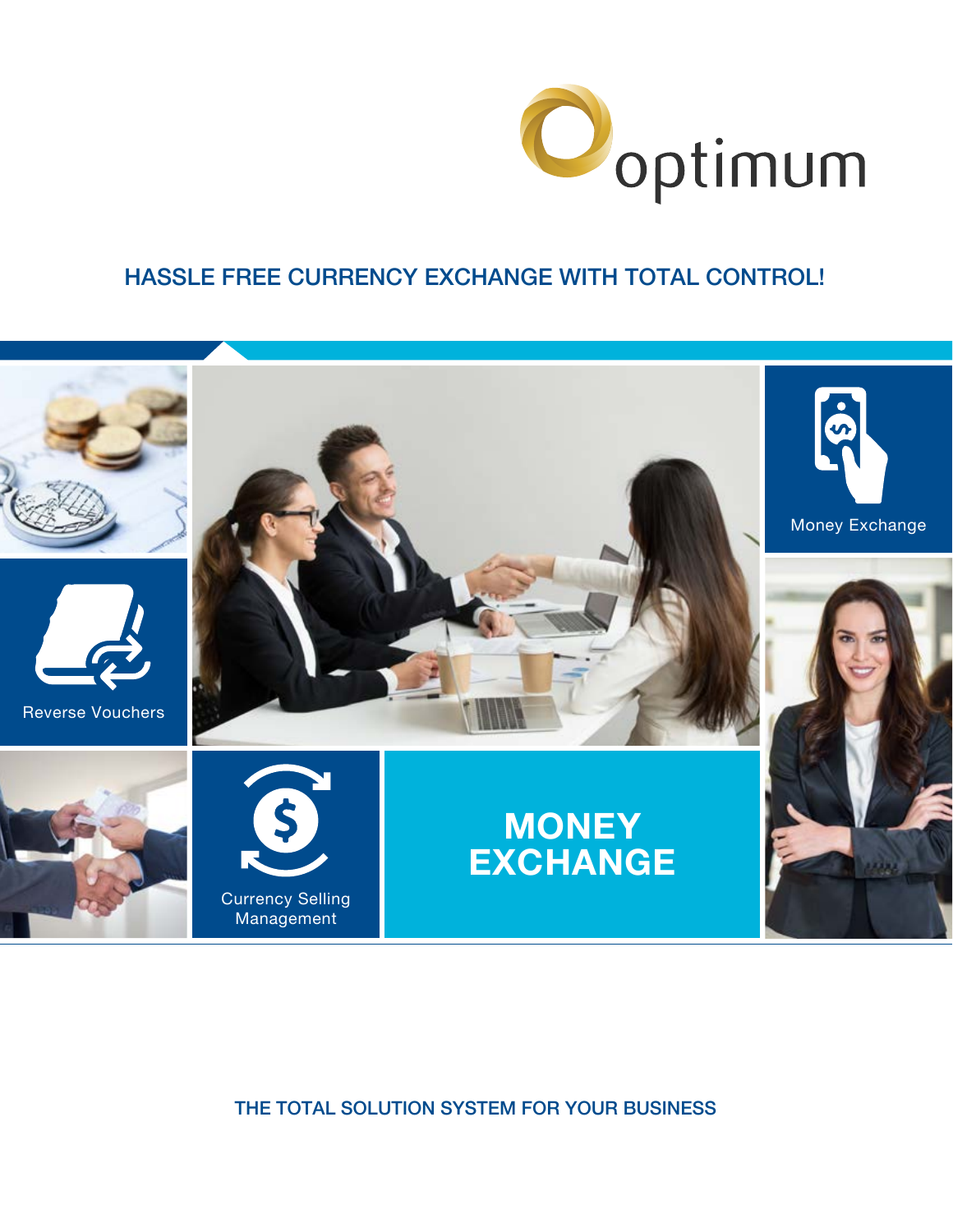optimum

## HASSLE FREE CURRENCY EXCHANGE WITH TOTAL CONTROL!

Money Exchange

Reverse Vouchers

Currency Selling Management

# MONEY EXCHANGE

THE TOTAL SOLUTION SYSTEM FOR YOUR BUSINESS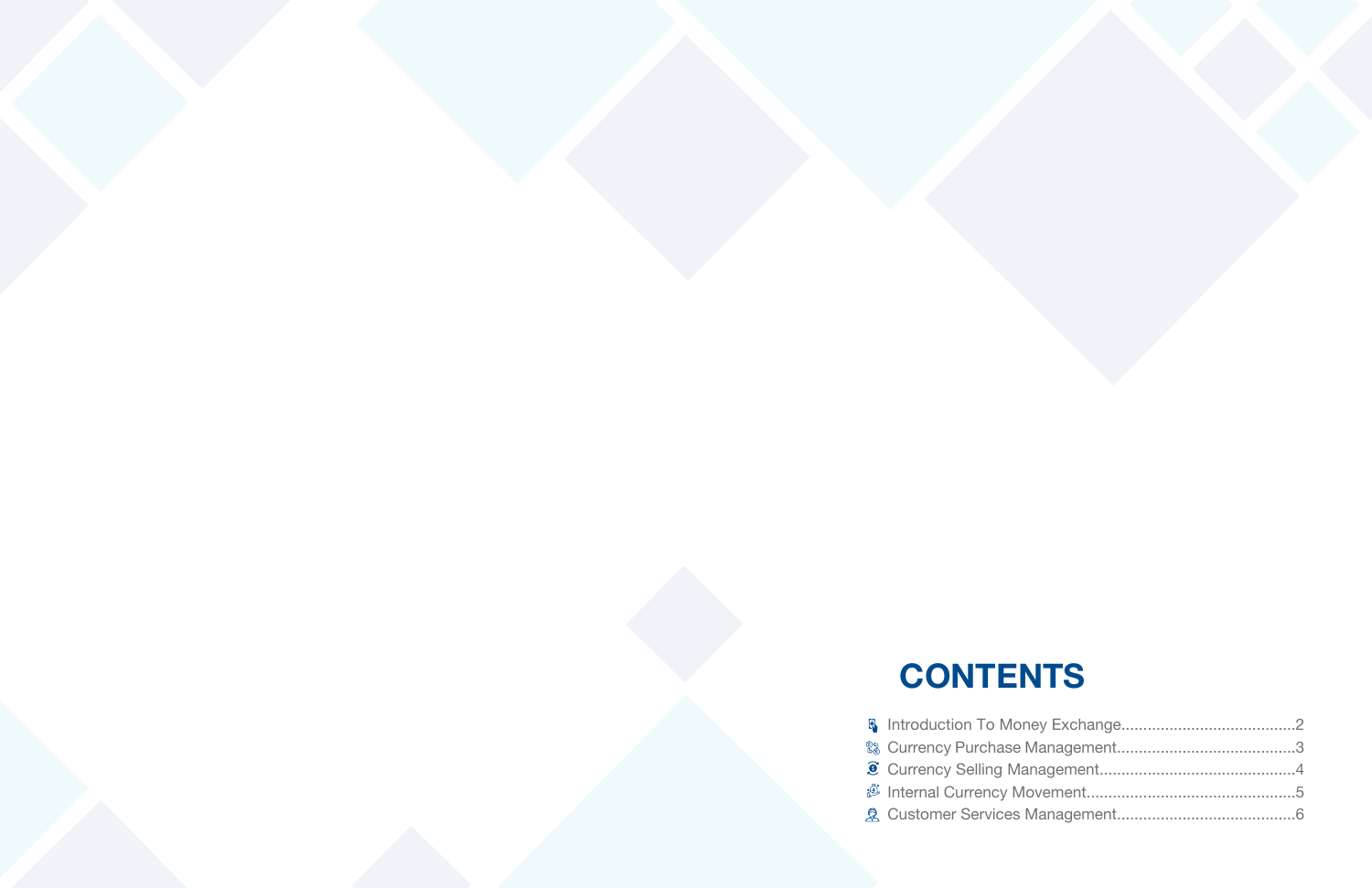# CONTENTS

- Introduction To Money Exchange........................................2
- Currency Purchase Management.........................................3
- Currency Selling Management.............................................4
- Internal Currency Movement................................................5
- Customer Services Management........................................6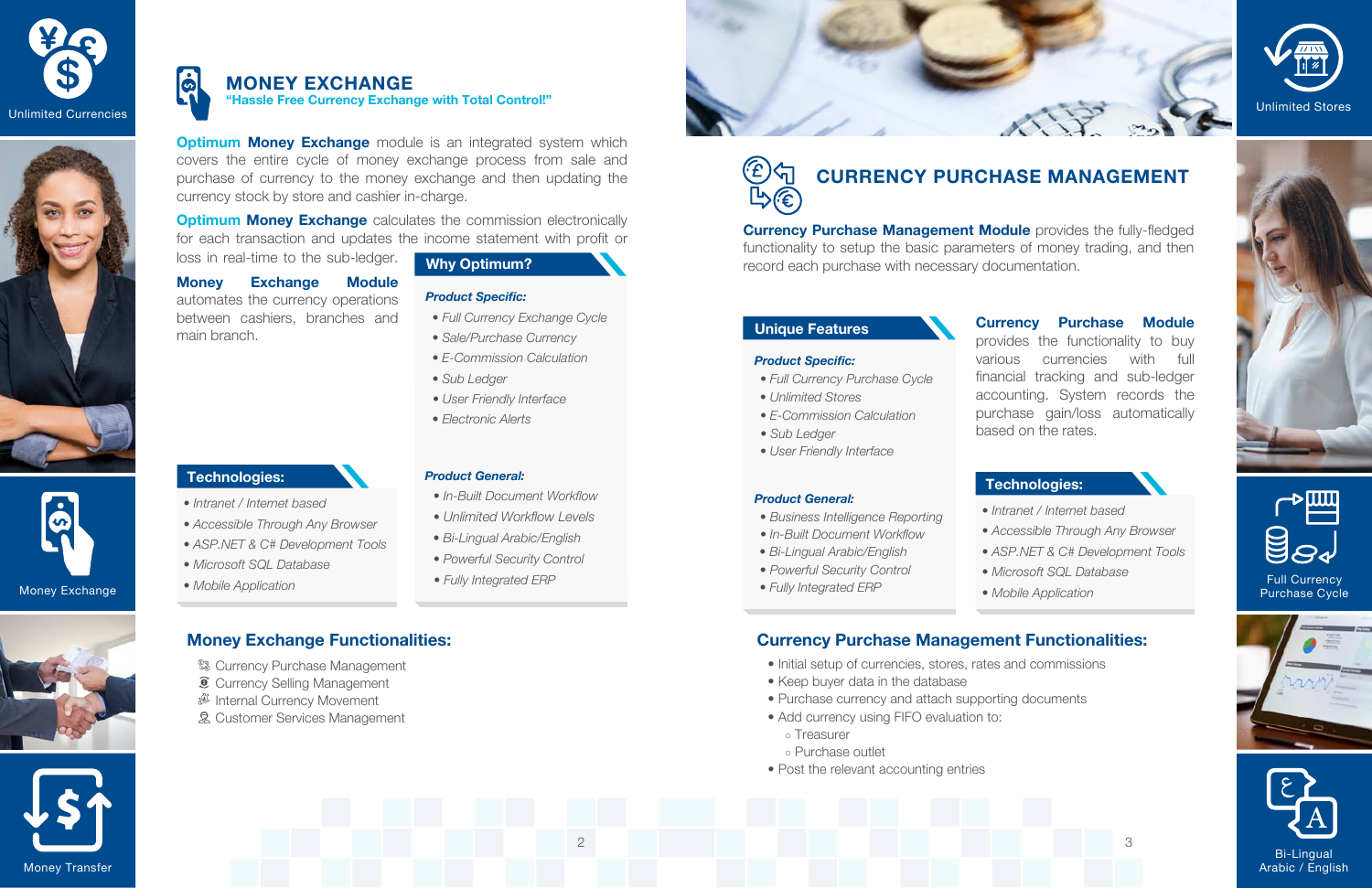Unlimited Currencies

Money Exchange

Money Transfer

## MONEY EXCHANGE

**"Hassle Free Currency Exchange with Total Control!"**

**Optimum Money Exchange** module is an integrated system which covers the entire cycle of money exchange process from sale and purchase of currency to the money exchange and then updating the currency stock by store and cashier in-charge.

**Optimum Money Exchange** calculates the commission electronically for each transaction and updates the income statement with profit or loss in real-time to the sub-ledger.

**Money Exchange Module** automates the currency operations between cashiers, branches and main branch.

### Why Optimum?

***Product Specific:***

- *Full Currency Exchange Cycle*
- *Sale/Purchase Currency*
- *E-Commission Calculation*
- *Sub Ledger*
- *User Friendly Interface*
- *Electronic Alerts*

***Product General:***

- *In-Built Document Workflow*
- *Unlimited Workflow Levels*
- *Bi-Lingual Arabic/English*
- *Powerful Security Control*
- *Fully Integrated ERP*

### Technologies:

- *Intranet / Internet based*
- *Accessible Through Any Browser*
- *ASP.NET & C# Development Tools*
- *Microsoft SQL Database*
- *Mobile Application*

### Money Exchange Functionalities:

- Currency Purchase Management
- Currency Selling Management
- Internal Currency Movement
- Customer Services Management

## CURRENCY PURCHASE MANAGEMENT

**Currency Purchase Management Module** provides the fully-fledged functionality to setup the basic parameters of money trading, and then record each purchase with necessary documentation.

### Unique Features

***Product Specific:***

- *Full Currency Purchase Cycle*
- *Unlimited Stores*
- *E-Commission Calculation*
- *Sub Ledger*
- *User Friendly Interface*

***Product General:***

- *Business Intelligence Reporting*
- *In-Built Document Workflow*
- *Bi-Lingual Arabic/English*
- *Powerful Security Control*
- *Fully Integrated ERP*

**Currency Purchase Module** provides the functionality to buy various currencies with full financial tracking and sub-ledger accounting. System records the purchase gain/loss automatically based on the rates.

### Technologies:

- *Intranet / Internet based*
- *Accessible Through Any Browser*
- *ASP.NET & C# Development Tools*
- *Microsoft SQL Database*
- *Mobile Application*

### Currency Purchase Management Functionalities:

- Initial setup of currencies, stores, rates and commissions
- Keep buyer data in the database
- Purchase currency and attach supporting documents
- Add currency using FIFO evaluation to:
  - Treasurer
  - Purchase outlet
- Post the relevant accounting entries

Unlimited Stores

Full Currency Purchase Cycle

Bi-Lingual Arabic / English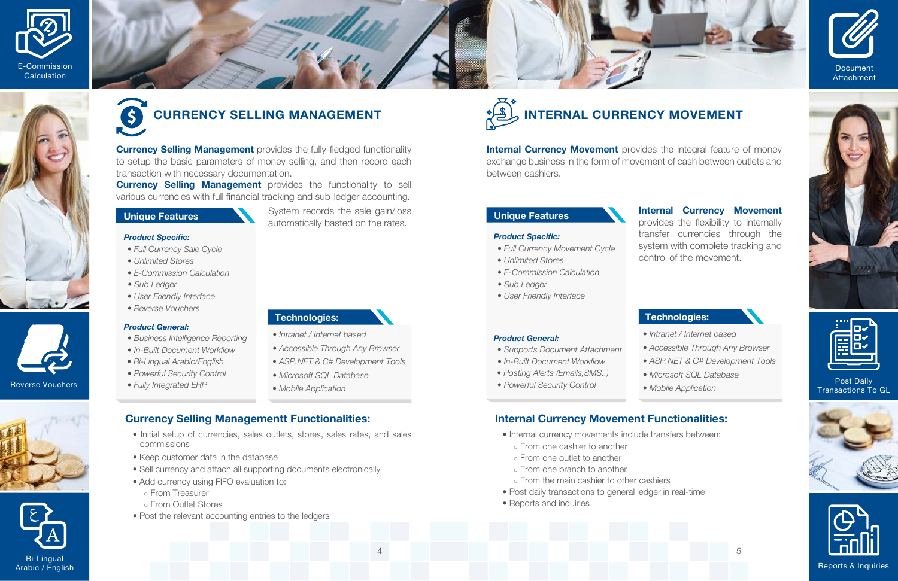E-Commission Calculation

Document Attachment

## CURRENCY SELLING MANAGEMENT

**Currency Selling Management** provides the fully-fledged functionality to setup the basic parameters of money selling, and then record each transaction with necessary documentation.

**Currency Selling Management** provides the functionality to sell various currencies with full financial tracking and sub-ledger accounting.

System records the sale gain/loss automatically basted on the rates.

### Unique Features

***Product Specific:***

- *Full Currency Sale Cycle*
- *Unlimited Stores*
- *E-Commission Calculation*
- *Sub Ledger*
- *User Friendly Interface*
- *Reverse Vouchers*

***Product General:***

- *Business Intelligence Reporting*
- *In-Built Document Workflow*
- *Bi-Lingual Arabic/English*
- *Powerful Security Control*
- *Fully Integrated ERP*

### Technologies:

- *Intranet / Internet based*
- *Accessible Through Any Browser*
- *ASP.NET & C# Development Tools*
- *Microsoft SQL Database*
- *Mobile Application*

### Currency Selling Managementt Functionalities:

- Initial setup of currencies, sales outlets, stores, sales rates, and sales commissions
- Keep customer data in the database
- Sell currency and attach all supporting documents electronically
- Add currency using FIFO evaluation to:
  - From Treasurer
  - From Outlet Stores
- Post the relevant accounting entries to the ledgers

## INTERNAL CURRENCY MOVEMENT

**Internal Currency Movement** provides the integral feature of money exchange business in the form of movement of cash between outlets and between cashiers.

**Internal Currency Movement** provides the flexibility to internally transfer currencies through the system with complete tracking and control of the movement.

### Unique Features

***Product Specific:***

- *Full Currency Movement Cycle*
- *Unlimited Stores*
- *E-Commission Calculation*
- *Sub Ledger*
- *User Friendly Interface*

***Product General:***

- *Supports Document Attachment*
- *In-Built Document Workflow*
- *Posting Alerts (Emails,SMS..)*
- *Powerful Security Control*

### Technologies:

- *Intranet / Internet based*
- *Accessible Through Any Browser*
- *ASP.NET & C# Development Tools*
- *Microsoft SQL Database*
- *Mobile Application*

### Internal Currency Movement Functionalities:

- Internal currency movements include transfers between:
  - From one cashier to another
  - From one outlet to another
  - From one branch to another
  - From the main cashier to other cashiers
- Post daily transactions to general ledger in real-time
- Reports and inquiries

Reverse Vouchers

Bi-Lingual Arabic / English

Post Daily Transactions To GL

Reports & Inquiries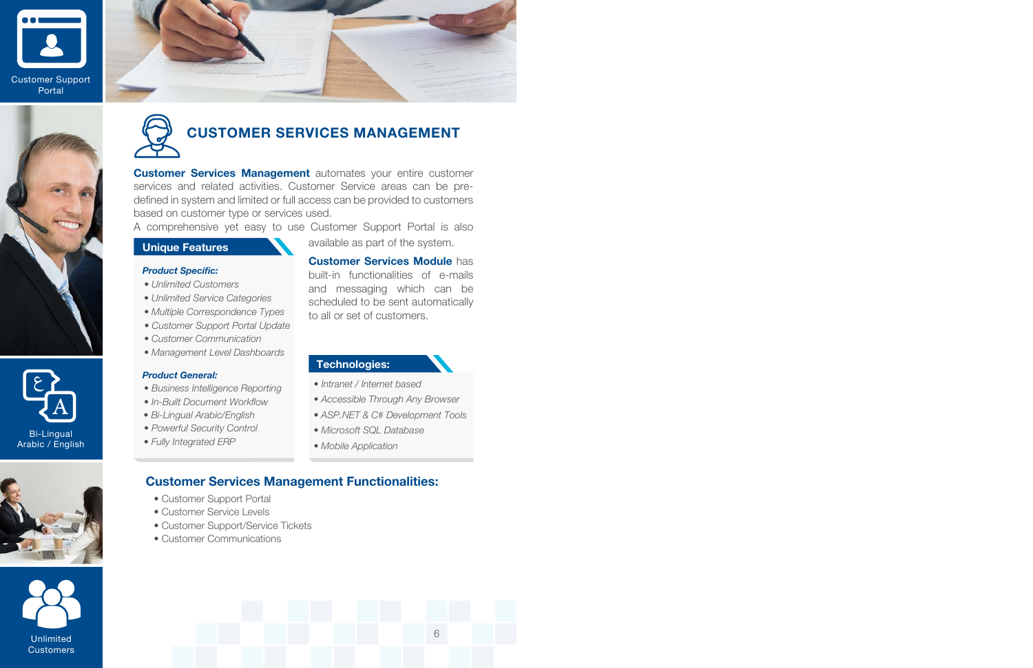Customer Support Portal

Bi-Lingual Arabic / English

Unlimited Customers

# CUSTOMER SERVICES MANAGEMENT

**Customer Services Management** automates your entire customer services and related activities. Customer Service areas can be pre-defined in system and limited or full access can be provided to customers based on customer type or services used.

A comprehensive yet easy to use Customer Support Portal is also available as part of the system.

**Customer Services Module** has built-in functionalities of e-mails and messaging which can be scheduled to be sent automatically to all or set of customers.

## Unique Features

***Product Specific:***

- *Unlimited Customers*
- *Unlimited Service Categories*
- *Multiple Correspondence Types*
- *Customer Support Portal Update*
- *Customer Communication*
- *Management Level Dashboards*

***Product General:***

- *Business Intelligence Reporting*
- *In-Built Document Workflow*
- *Bi-Lingual Arabic/English*
- *Powerful Security Control*
- *Fully Integrated ERP*

## Technologies:

- *Intranet / Internet based*
- *Accessible Through Any Browser*
- *ASP.NET & C# Development Tools*
- *Microsoft SQL Database*
- *Mobile Application*

## Customer Services Management Functionalities:

- Customer Support Portal
- Customer Service Levels
- Customer Support/Service Tickets
- Customer Communications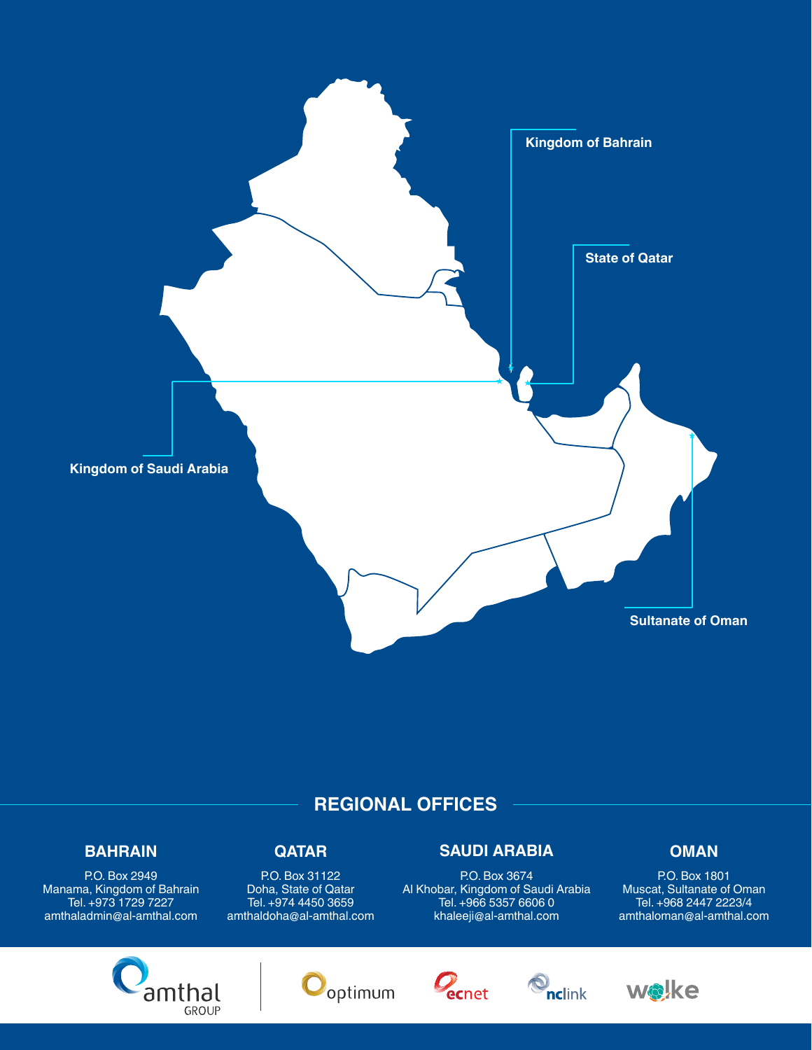Kingdom of Bahrain

State of Qatar

Kingdom of Saudi Arabia

Sultanate of Oman

## REGIONAL OFFICES

### BAHRAIN

P.O. Box 2949
Manama, Kingdom of Bahrain
Tel. +973 1729 7227
amthaladmin@al-amthal.com

### QATAR

P.O. Box 31122
Doha, State of Qatar
Tel. +974 4450 3659
amthaldoha@al-amthal.com

### SAUDI ARABIA

P.O. Box 3674
Al Khobar, Kingdom of Saudi Arabia
Tel. +966 5357 6606 0
khaleeji@al-amthal.com

### OMAN

P.O. Box 1801
Muscat, Sultanate of Oman
Tel. +968 2447 2223/4
amthaloman@al-amthal.com

amthal GROUP | optimum | ecnet | nclink | wolke